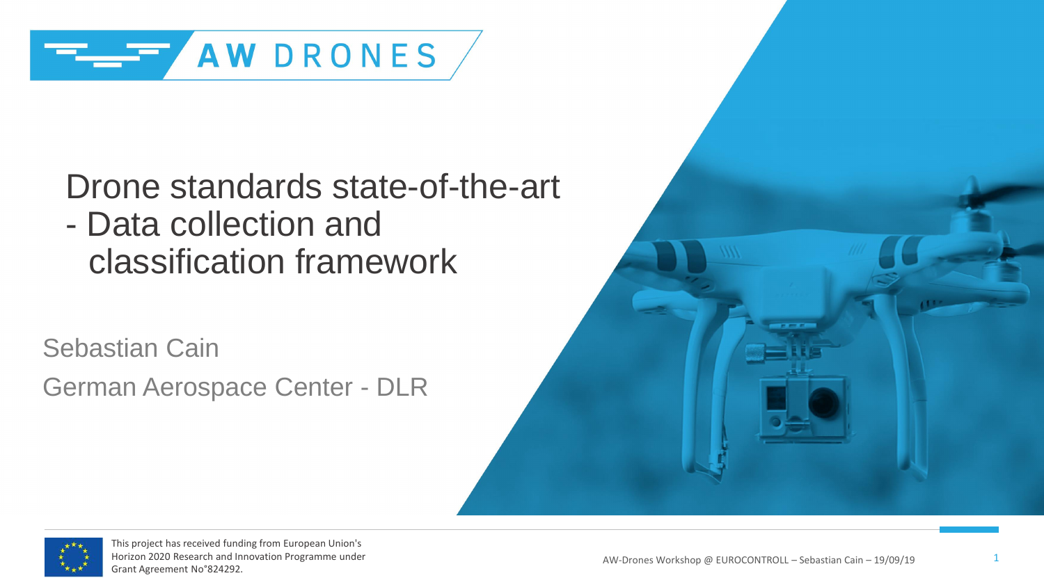AW DRONES

# Drone standards state-of-the-art - Data collection and classification framework

Sebastian Cain

German Aerospace Center - DLR

This project has received funding from European Union's Horizon 2020 Research and Innovation Programme under Grant Agreement No°824292.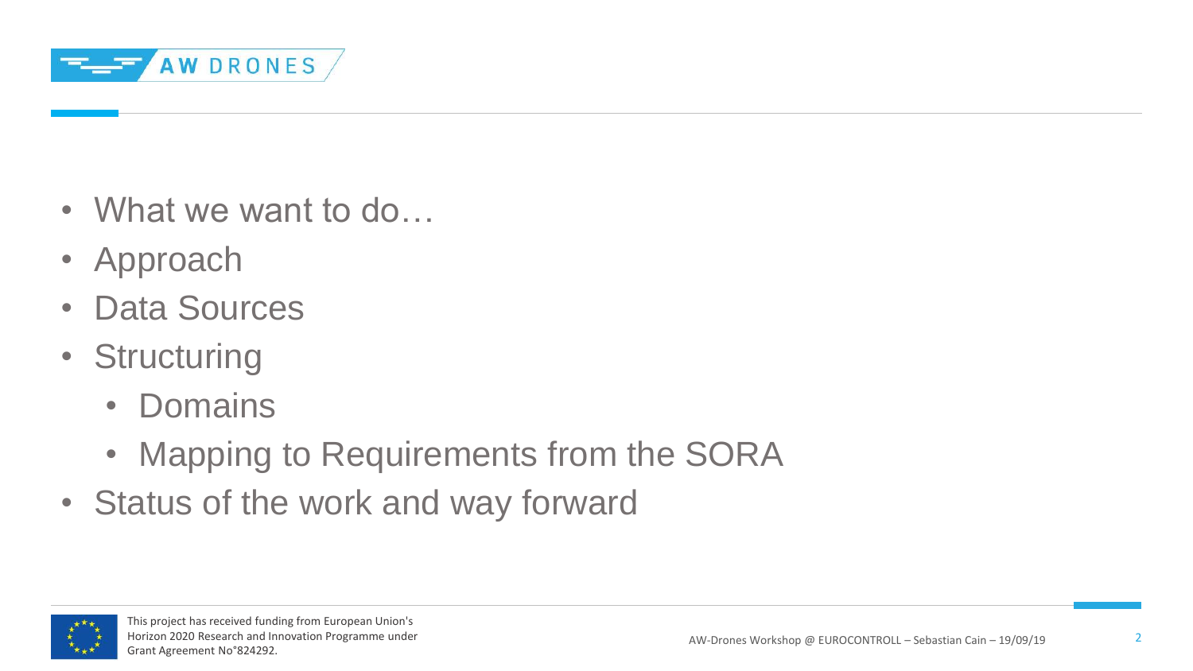- What we want to do…
- Approach
- Data Sources
- Structuring
  - Domains
  - Mapping to Requirements from the SORA
- Status of the work and way forward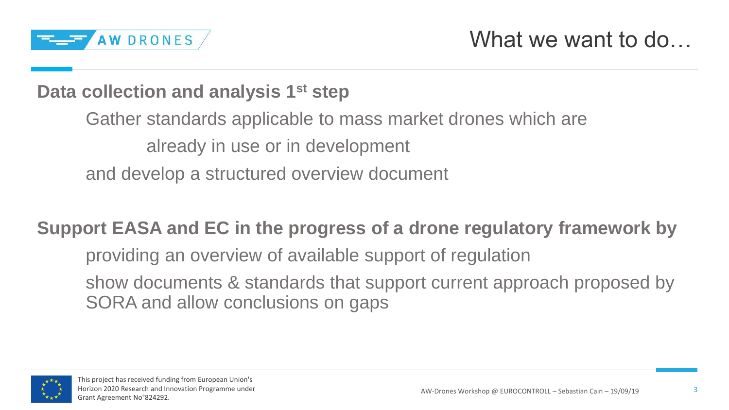# What we want to do…

**Data collection and analysis 1st step**

Gather standards applicable to mass market drones which are already in use or in development and develop a structured overview document

**Support EASA and EC in the progress of a drone regulatory framework by**

providing an overview of available support of regulation

show documents & standards that support current approach proposed by SORA and allow conclusions on gaps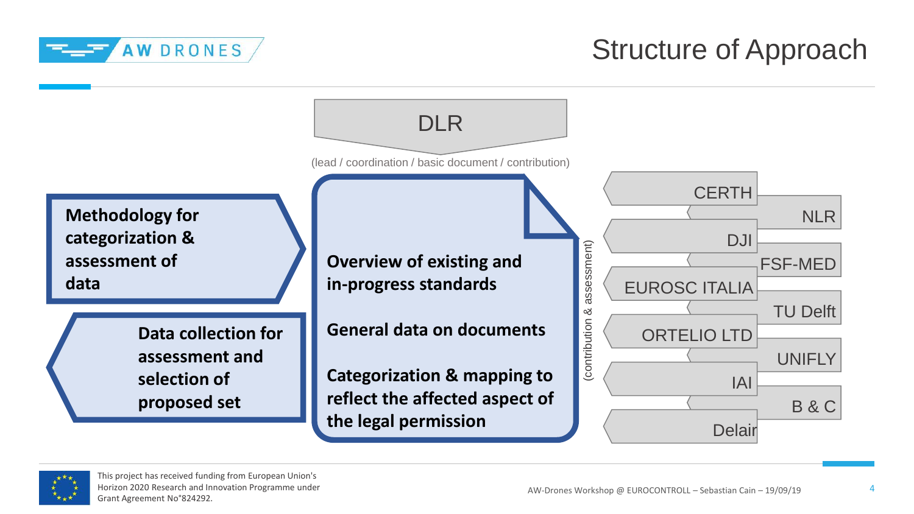# Structure of Approach

DLR

(lead / coordination / basic document / contribution)

**Methodology for categorization & assessment of data**

**Data collection for assessment and selection of proposed set**

**Overview of existing and in-progress standards**

**General data on documents**

**Categorization & mapping to reflect the affected aspect of the legal permission**

(contribution & assessment)

- CERTH
- NLR
- DJI
- FSF-MED
- EUROSC ITALIA
- TU Delft
- ORTELIO LTD
- UNIFLY
- IAI
- B & C
- Delair

This project has received funding from European Union's Horizon 2020 Research and Innovation Programme under Grant Agreement No°824292.

AW-Drones Workshop @ EUROCONTROLL – Sebastian Cain – 19/09/19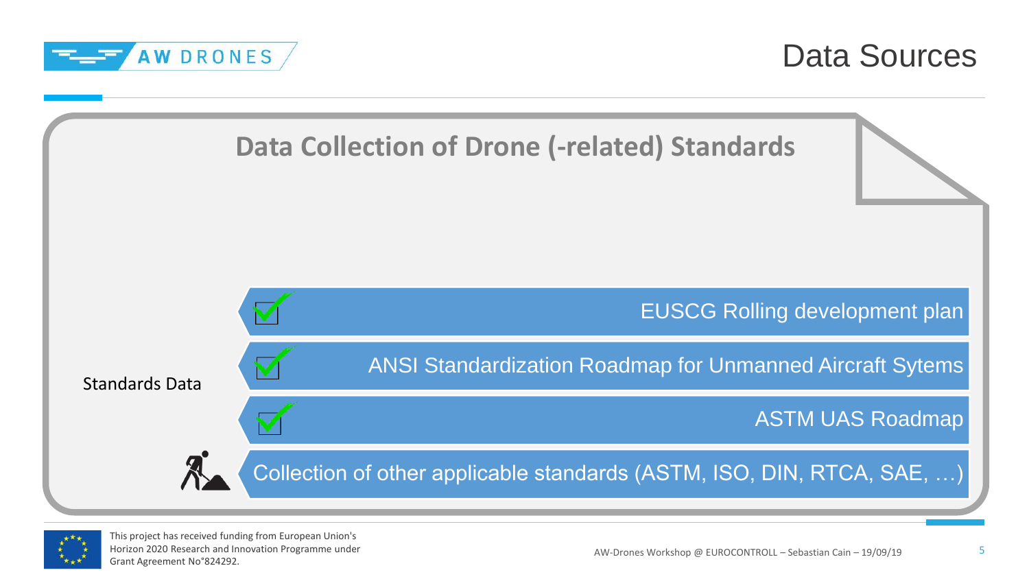# Data Sources

## Data Collection of Drone (-related) Standards

Standards Data

- ✓ EUSCG Rolling development plan
- ✓ ANSI Standardization Roadmap for Unmanned Aircraft Sytems
- ✓ ASTM UAS Roadmap
- Collection of other applicable standards (ASTM, ISO, DIN, RTCA, SAE, …)

This project has received funding from European Union's Horizon 2020 Research and Innovation Programme under Grant Agreement No°824292.

AW-Drones Workshop @ EUROCONTROLL – Sebastian Cain – 19/09/19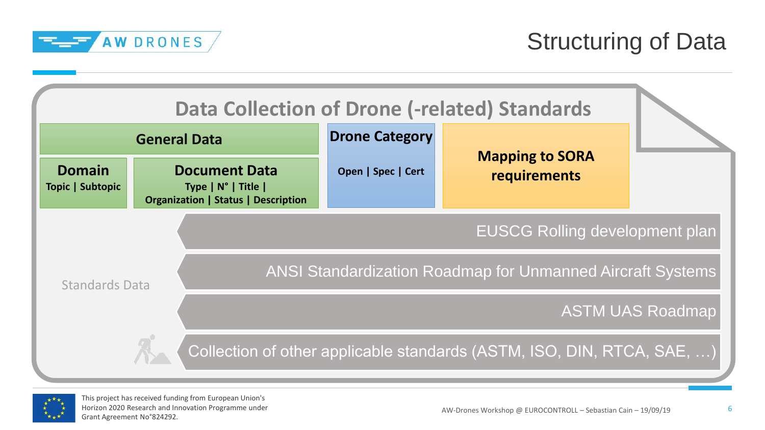# Structuring of Data

## Data Collection of Drone (-related) Standards

**General Data**

- **Domain**
  - Topic | Subtopic
- **Document Data**
  - Type | N° | Title | Organization | Status | Description

**Drone Category**

- Open | Spec | Cert

**Mapping to SORA requirements**

Standards Data

- EUSCG Rolling development plan
- ANSI Standardization Roadmap for Unmanned Aircraft Systems
- ASTM UAS Roadmap
- Collection of other applicable standards (ASTM, ISO, DIN, RTCA, SAE, …)

This project has received funding from European Union's Horizon 2020 Research and Innovation Programme under Grant Agreement N°824292.

AW-Drones Workshop @ EUROCONTROLL – Sebastian Cain – 19/09/19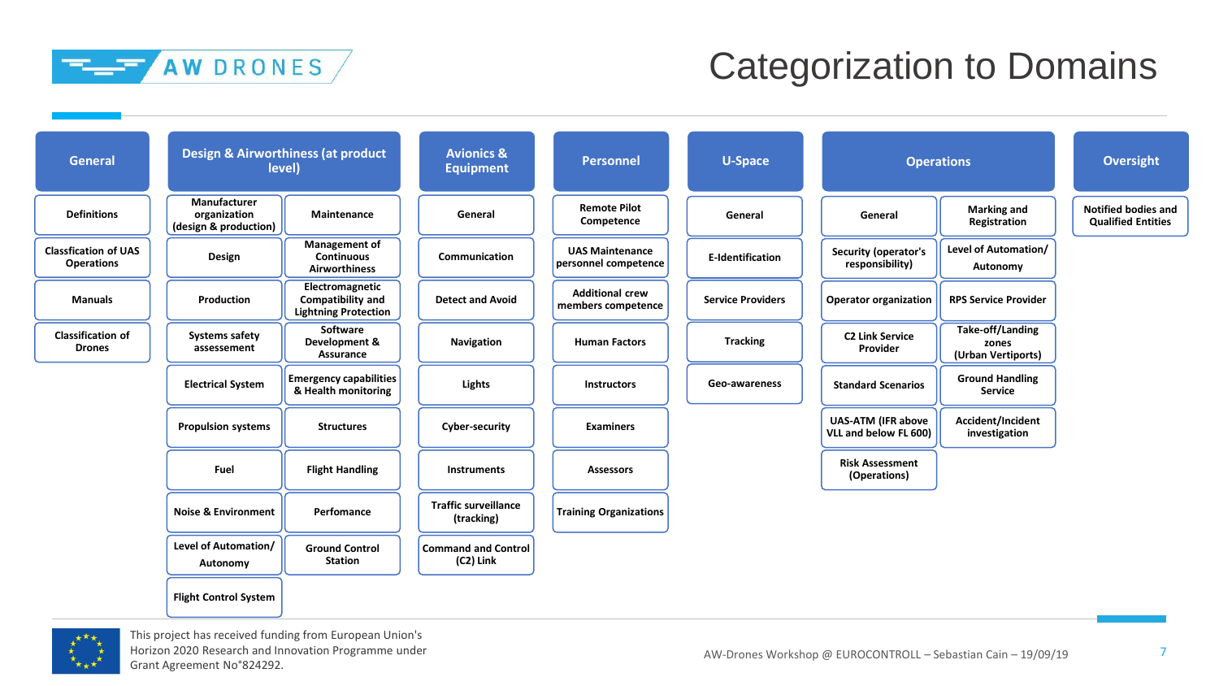# Categorization to Domains

| General | Design & Airworthiness (at product level) | | Avionics & Equipment | Personnel | U-Space | Operations | | Oversight |
|---|---|---|---|---|---|---|---|---|
| Definitions | Manufacturer organization (design & production) | Maintenance | General | Remote Pilot Competence | General | General | Marking and Registration | Notified bodies and Qualified Entities |
| Classfication of UAS Operations | Design | Management of Continuous Airworthiness | Communication | UAS Maintenance personnel competence | E-Identification | Security (operator's responsibility) | Level of Automation/ Autonomy | |
| Manuals | Production | Electromagnetic Compatibility and Lightning Protection | Detect and Avoid | Additional crew members competence | Service Providers | Operator organization | RPS Service Provider | |
| Classification of Drones | Systems safety assessement | Software Development & Assurance | Navigation | Human Factors | Tracking | C2 Link Service Provider | Take-off/Landing zones (Urban Vertiports) | |
| | Electrical System | Emergency capabilities & Health monitoring | Lights | Instructors | Geo-awareness | Standard Scenarios | Ground Handling Service | |
| | Propulsion systems | Structures | Cyber-security | Examiners | | UAS-ATM (IFR above VLL and below FL 600) | Accident/Incident investigation | |
| | Fuel | Flight Handling | Instruments | Assessors | | Risk Assessment (Operations) | | |
| | Noise & Environment | Perfomance | Traffic surveillance (tracking) | Training Organizations | | | | |
| | Level of Automation/ Autonomy | Ground Control Station | Command and Control (C2) Link | | | | | |
| | Flight Control System | | | | | | | |

This project has received funding from European Union's Horizon 2020 Research and Innovation Programme under Grant Agreement N°824292.

AW-Drones Workshop @ EUROCONTROLL – Sebastian Cain – 19/09/19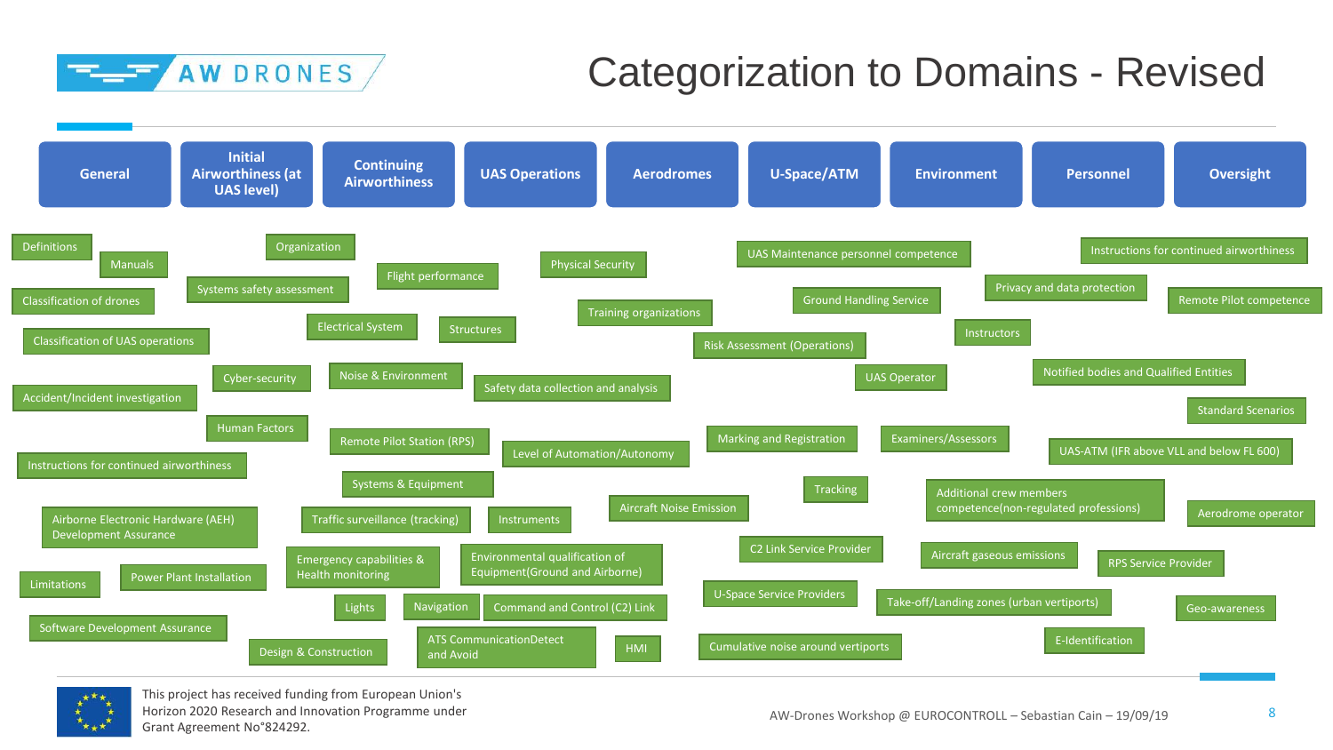# Categorization to Domains - Revised

**Domains:**

- General
- Initial Airworthiness (at UAS level)
- Continuing Airworthiness
- UAS Operations
- Aerodromes
- U-Space/ATM
- Environment
- Personnel
- Oversight

**Topics:**

- Definitions
- Manuals
- Organization
- Flight performance
- Physical Security
- UAS Maintenance personnel competence
- Instructions for continued airworthiness
- Classification of drones
- Systems safety assessment
- Training organizations
- Ground Handling Service
- Privacy and data protection
- Remote Pilot competence
- Electrical System
- Structures
- Instructors
- Classification of UAS operations
- Risk Assessment (Operations)
- Cyber-security
- Noise & Environment
- Safety data collection and analysis
- UAS Operator
- Notified bodies and Qualified Entities
- Accident/Incident investigation
- Standard Scenarios
- Human Factors
- Remote Pilot Station (RPS)
- Marking and Registration
- Examiners/Assessors
- Level of Automation/Autonomy
- UAS-ATM (IFR above VLL and below FL 600)
- Instructions for continued airworthiness
- Systems & Equipment
- Tracking
- Additional crew members competence(non-regulated professions)
- Aircraft Noise Emission
- Aerodrome operator
- Airborne Electronic Hardware (AEH) Development Assurance
- Traffic surveillance (tracking)
- Instruments
- C2 Link Service Provider
- Aircraft gaseous emissions
- RPS Service Provider
- Emergency capabilities & Health monitoring
- Environmental qualification of Equipment(Ground and Airborne)
- Limitations
- Power Plant Installation
- U-Space Service Providers
- Take-off/Landing zones (urban vertiports)
- Geo-awareness
- Lights
- Navigation
- Command and Control (C2) Link
- Software Development Assurance
- ATS CommunicationDetect and Avoid
- E-Identification
- Design & Construction
- HMI
- Cumulative noise around vertiports

This project has received funding from European Union's Horizon 2020 Research and Innovation Programme under Grant Agreement N°824292.

AW-Drones Workshop @ EUROCONTROLL – Sebastian Cain – 19/09/19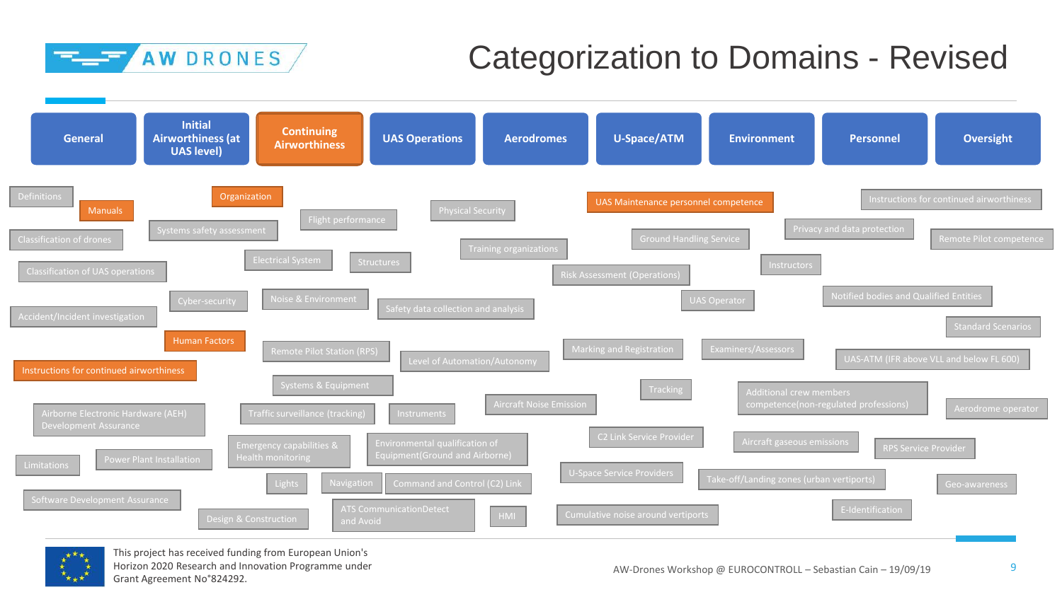# Categorization to Domains - Revised

**General** | **Initial Airworthiness (at UAS level)** | **Continuing Airworthiness** | **UAS Operations** | **Aerodromes** | **U-Space/ATM** | **Environment** | **Personnel** | **Oversight**

- Definitions
- Manuals
- Organization
- UAS Maintenance personnel competence
- Instructions for continued airworthiness
- Physical Security
- Flight performance
- Systems safety assessment
- Classification of drones
- Privacy and data protection
- Ground Handling Service
- Remote Pilot competence
- Training organizations
- Electrical System
- Structures
- Instructors
- Classification of UAS operations
- Risk Assessment (Operations)
- Notified bodies and Qualified Entities
- Cyber-security
- Noise & Environment
- UAS Operator
- Safety data collection and analysis
- Accident/Incident investigation
- Standard Scenarios
- Human Factors
- Marking and Registration
- Examiners/Assessors
- Remote Pilot Station (RPS)
- UAS-ATM (IFR above VLL and below FL 600)
- Level of Automation/Autonomy
- Instructions for continued airworthiness
- Systems & Equipment
- Tracking
- Additional crew members competence(non-regulated professions)
- Aircraft Noise Emission
- Aerodrome operator
- Airborne Electronic Hardware (AEH) Development Assurance
- Traffic surveillance (tracking)
- Instruments
- C2 Link Service Provider
- Aircraft gaseous emissions
- RPS Service Provider
- Emergency capabilities & Health monitoring
- Environmental qualification of Equipment(Ground and Airborne)
- Limitations
- Power Plant Installation
- U-Space Service Providers
- Take-off/Landing zones (urban vertiports)
- Geo-awareness
- Lights
- Navigation
- Command and Control (C2) Link
- Software Development Assurance
- ATS CommunicationDetect and Avoid
- E-Identification
- HMI
- Cumulative noise around vertiports
- Design & Construction

This project has received funding from European Union's Horizon 2020 Research and Innovation Programme under Grant Agreement N°824292.

AW-Drones Workshop @ EUROCONTROLL – Sebastian Cain – 19/09/19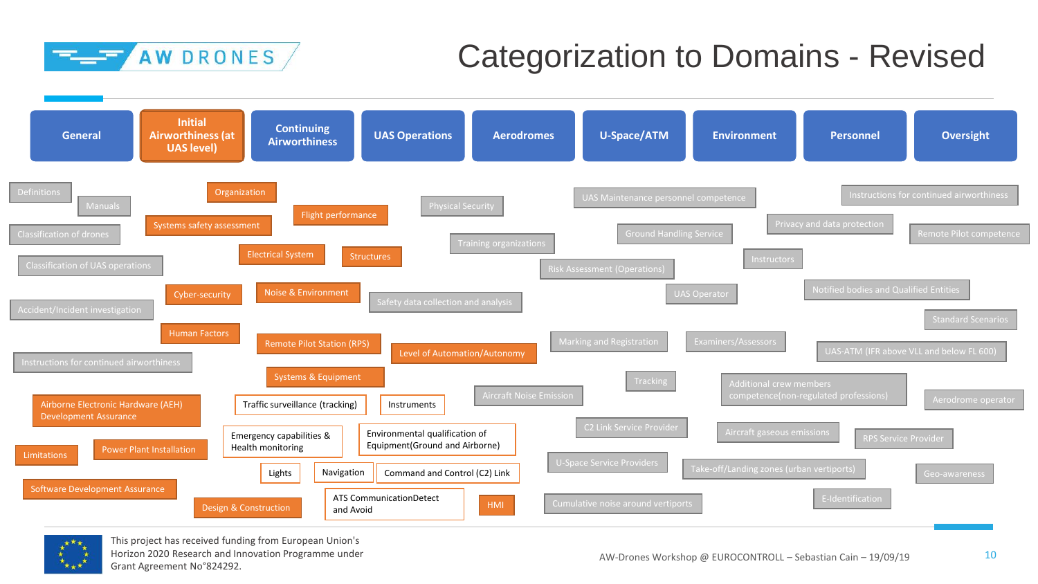# Categorization to Domains - Revised

**General** | **Initial Airworthiness (at UAS level)** | **Continuing Airworthiness** | **UAS Operations** | **Aerodromes** | **U-Space/ATM** | **Environment** | **Personnel** | **Oversight**

- Definitions
- Manuals
- Classification of drones
- Classification of UAS operations
- Accident/Incident investigation
- Instructions for continued airworthiness
- Organization
- Flight performance
- Systems safety assessment
- Electrical System
- Structures
- Cyber-security
- Noise & Environment
- Human Factors
- Remote Pilot Station (RPS)
- Level of Automation/Autonomy
- Systems & Equipment
- Airborne Electronic Hardware (AEH) Development Assurance
- Traffic surveillance (tracking)
- Instruments
- Limitations
- Power Plant Installation
- Emergency capabilities & Health monitoring
- Environmental qualification of Equipment(Ground and Airborne)
- Lights
- Navigation
- Command and Control (C2) Link
- Software Development Assurance
- Design & Construction
- ATS CommunicationDetect and Avoid
- HMI
- Physical Security
- Training organizations
- Safety data collection and analysis
- Aircraft Noise Emission
- UAS Maintenance personnel competence
- Ground Handling Service
- Risk Assessment (Operations)
- UAS Operator
- Marking and Registration
- Tracking
- C2 Link Service Provider
- U-Space Service Providers
- Cumulative noise around vertiports
- Instructions for continued airworthiness
- Privacy and data protection
- Remote Pilot competence
- Instructors
- Notified bodies and Qualified Entities
- Standard Scenarios
- Examiners/Assessors
- UAS-ATM (IFR above VLL and below FL 600)
- Additional crew members competence(non-regulated professions)
- Aerodrome operator
- Aircraft gaseous emissions
- RPS Service Provider
- Take-off/Landing zones (urban vertiports)
- Geo-awareness
- E-Identification

This project has received funding from European Union's Horizon 2020 Research and Innovation Programme under Grant Agreement No°824292.

AW-Drones Workshop @ EUROCONTROLL – Sebastian Cain – 19/09/19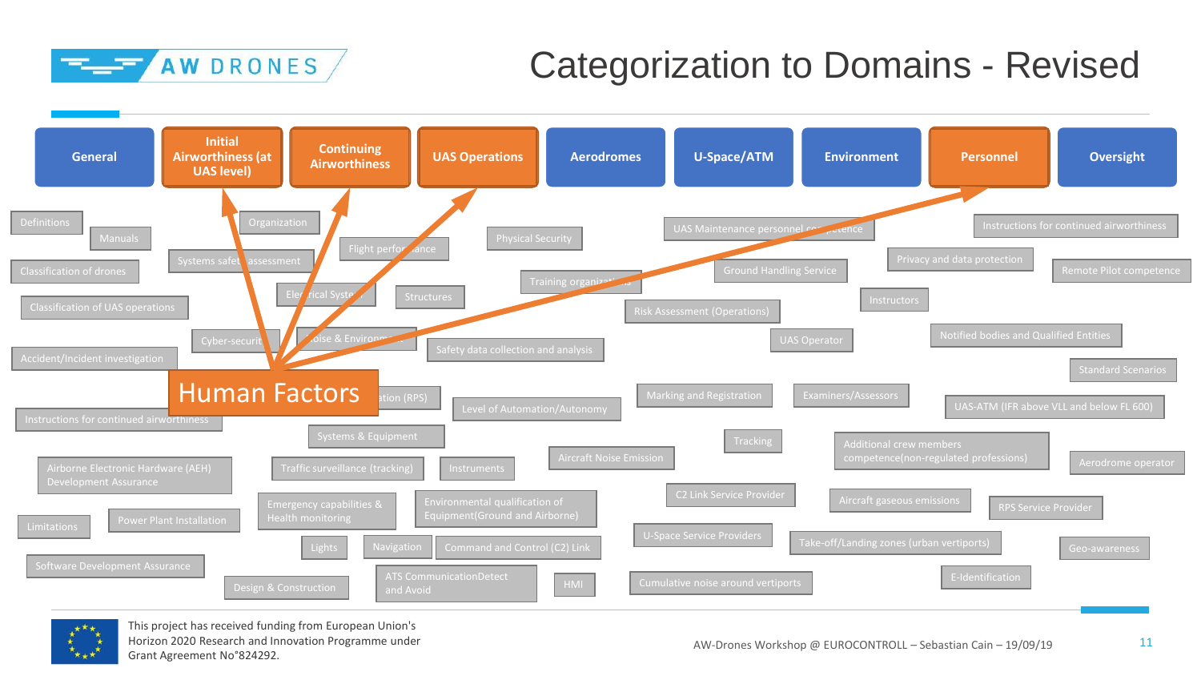# Categorization to Domains - Revised

**Domains:** General | Initial Airworthiness (at UAS level) | Continuing Airworthiness | UAS Operations | Aerodromes | U-Space/ATM | Environment | Personnel | Oversight

**Human Factors** → Initial Airworthiness (at UAS level), Continuing Airworthiness, UAS Operations, Personnel

**Topics:**

- Definitions
- Manuals
- Classification of drones
- Classification of UAS operations
- Accident/Incident investigation
- Instructions for continued airworthiness
- Airborne Electronic Hardware (AEH) Development Assurance
- Limitations
- Power Plant Installation
- Software Development Assurance
- Organization
- Systems safety assessment
- Flight performance
- Electrical System
- Structures
- Cyber-security
- Noise & Environment
- Physical Security
- Training organization
- Safety data collection and analysis
- Operation (RPS)
- Level of Automation/Autonomy
- Systems & Equipment
- Traffic surveillance (tracking)
- Instruments
- Emergency capabilities & Health monitoring
- Environmental qualification of Equipment(Ground and Airborne)
- Lights
- Navigation
- Command and Control (C2) Link
- Design & Construction
- ATS CommunicationDetect and Avoid
- HMI
- UAS Maintenance personnel competence
- Ground Handling Service
- Risk Assessment (Operations)
- UAS Operator
- Marking and Registration
- Aircraft Noise Emission
- Tracking
- C2 Link Service Provider
- U-Space Service Providers
- Cumulative noise around vertiports
- Instructions for continued airworthiness
- Privacy and data protection
- Remote Pilot competence
- Instructors
- Notified bodies and Qualified Entities
- Standard Scenarios
- Examiners/Assessors
- UAS-ATM (IFR above VLL and below FL 600)
- Additional crew members competence(non-regulated professions)
- Aerodrome operator
- Aircraft gaseous emissions
- RPS Service Provider
- Take-off/Landing zones (urban vertiports)
- Geo-awareness
- E-Identification

This project has received funding from European Union's Horizon 2020 Research and Innovation Programme under Grant Agreement No°824292.

AW-Drones Workshop @ EUROCONTROLL – Sebastian Cain – 19/09/19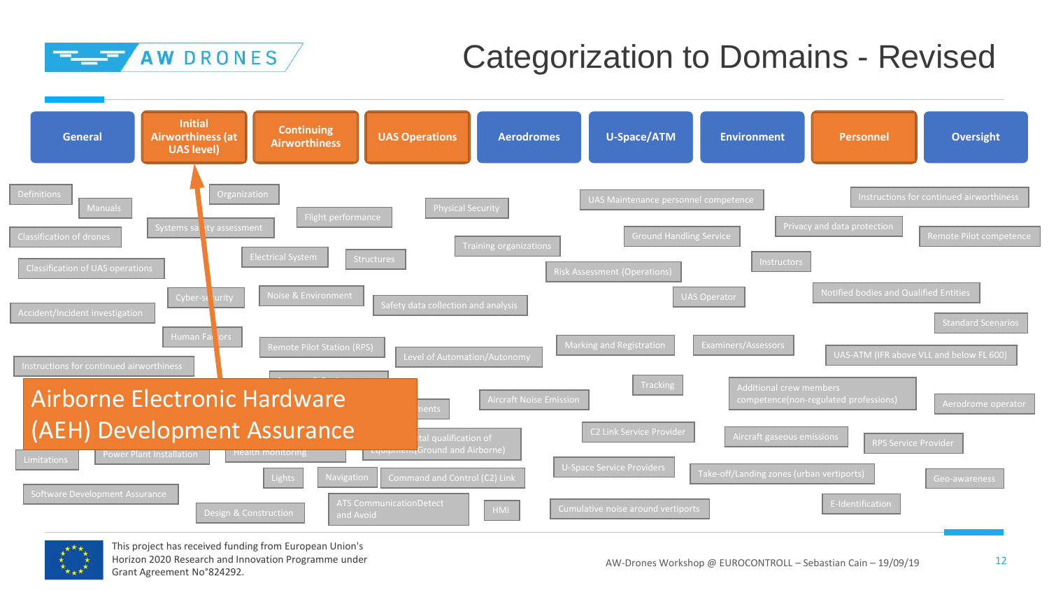# Categorization to Domains - Revised

**General** | **Initial Airworthiness (at UAS level)** | **Continuing Airworthiness** | **UAS Operations** | **Aerodromes** | **U-Space/ATM** | **Environment** | **Personnel** | **Oversight**

- Definitions
- Manuals
- Organization
- Classification of drones
- Systems safety assessment
- Flight performance
- Physical Security
- UAS Maintenance personnel competence
- Instructions for continued airworthiness
- Privacy and data protection
- Remote Pilot competence
- Ground Handling Service
- Training organizations
- Classification of UAS operations
- Electrical System
- Structures
- Risk Assessment (Operations)
- Instructors
- Cyber-security
- Noise & Environment
- UAS Operator
- Notified bodies and Qualified Entities
- Safety data collection and analysis
- Accident/Incident investigation
- Standard Scenarios
- Human Factors
- Remote Pilot Station (RPS)
- Marking and Registration
- Examiners/Assessors
- Level of Automation/Autonomy
- UAS-ATM (IFR above VLL and below FL 600)
- Instructions for continued airworthiness
- Tracking
- Additional crew members competence(non-regulated professions)
- Aircraft Noise Emission
- Aerodrome operator
- …ments
- C2 Link Service Provider
- Aircraft gaseous emissions
- …tal qualification of Equipment(Ground and Airborne)
- RPS Service Provider
- Limitations
- Power Plant Installation
- Health monitoring
- U-Space Service Providers
- Take-off/Landing zones (urban vertiports)
- Geo-awareness
- Lights
- Navigation
- Command and Control (C2) Link
- Software Development Assurance
- E-Identification
- ATS CommunicationDetect and Avoid
- HMI
- Cumulative noise around vertiports
- Design & Construction

**Airborne Electronic Hardware (AEH) Development Assurance** → Initial Airworthiness (at UAS level)

This project has received funding from European Union's Horizon 2020 Research and Innovation Programme under Grant Agreement No°824292.

AW-Drones Workshop @ EUROCONTROLL – Sebastian Cain – 19/09/19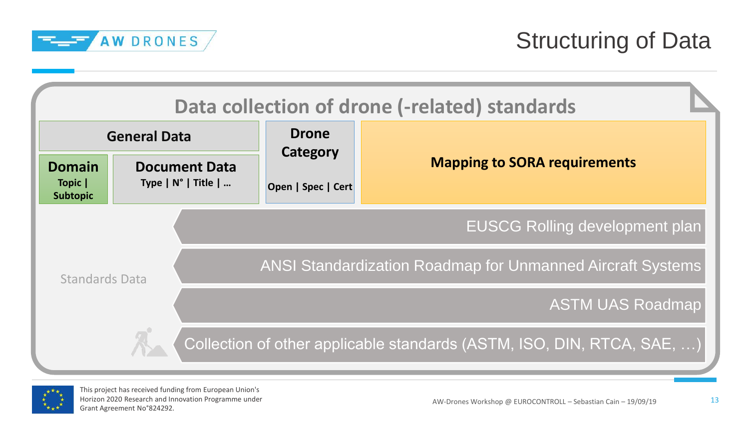# Structuring of Data

## Data collection of drone (-related) standards

**General Data**

- **Domain** — Topic | Subtopic
- **Document Data** — Type | N° | Title | …

**Drone Category** — Open | Spec | Cert

**Mapping to SORA requirements**

Standards Data

- EUSCG Rolling development plan
- ANSI Standardization Roadmap for Unmanned Aircraft Systems
- ASTM UAS Roadmap
- Collection of other applicable standards (ASTM, ISO, DIN, RTCA, SAE, …)

This project has received funding from European Union's Horizon 2020 Research and Innovation Programme under Grant Agreement N°824292.

AW-Drones Workshop @ EUROCONTROLL – Sebastian Cain – 19/09/19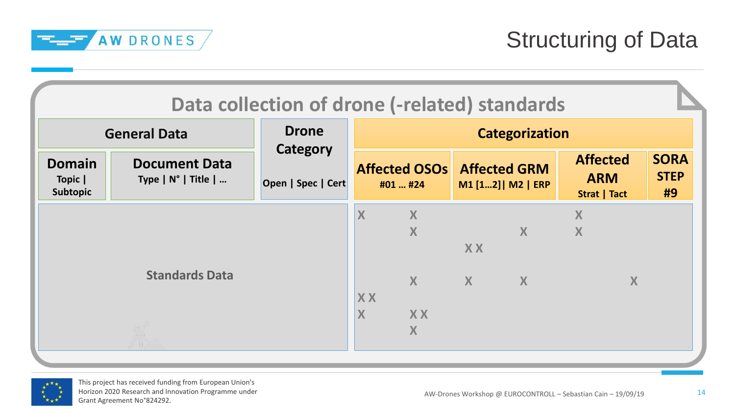# Structuring of Data

## Data collection of drone (-related) standards

| General Data | | Drone Category | Categorization | | | |
|---|---|---|---|---|---|---|
| **Domain** Topic \| Subtopic | **Document Data** Type \| N° \| Title \| … | Open \| Spec \| Cert | **Affected OSOs** #01 … #24 | **Affected GRM** M1 [1…2]\| M2 \| ERP | **Affected ARM** Strat \| Tact | **SORA STEP #9** |
| Standards Data | | X | X | | X | |
| | | | X | X | X | |
| | | | | X X | | |
| | | | X | X X | | X |
| | | X X | | | | |
| | | X | X X | | | |
| | | | X | | | |

AW-Drones Workshop @ EUROCONTROLL – Sebastian Cain – 19/09/19

This project has received funding from European Union's Horizon 2020 Research and Innovation Programme under Grant Agreement N°824292.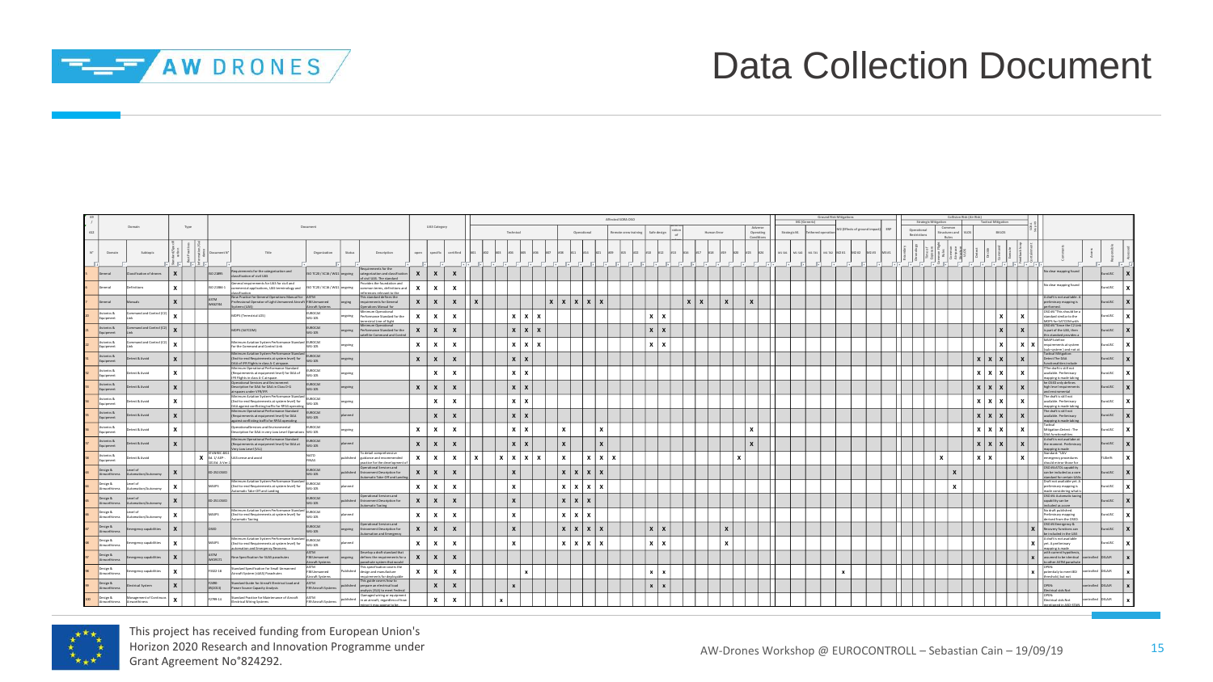# Data Collection Document

| Domain | Subtopic | Document N° | Title | Organisation | Status |
|---|---|---|---|---|---|
| General | Classification of drones | ISO 21895 | Requirements for the categorization and classification of civil UAS | ISO TC20 / SC16 / WG1 | ongoing |
| General | Definitions | ISO 21384-1 | General requirements for UAS for civil and commercial applications, UAS terminology and classification | ISO TC20 / SC16 / WG1 | ongoing |
| General | Manuals | ASTM WK62744 | New Practice for General Operations Manual for Professional Operator of Light Unmanned Aircraft Systems (UAS) | ASTM F38 Unmanned Aircraft Systems | ongoing |
| Avionics & Equipment | Command and Control (C2) Link | | MOPS (Terrestrial LOS) | EUROCAE WG-105 | ongoing |
| Avionics & Equipment | Command and Control (C2) Link | | MOPS (SATCOM) | EUROCAE WG-105 | ongoing |
| Avionics & Equipment | Command and Control (C2) Link | | Minimum Aviation System Performance Standard for the Command and Control Link | EUROCAE WG-105 | ongoing |
| Avionics & Equipment | Detect & Avoid | | Minimum Aviation System Performance Standard (End-to-end Requirements at system level) for DAA of IFR flights in class A-C airspace | EUROCAE WG-105 | ongoing |
| Avionics & Equipment | Detect & Avoid | | Minimum Operational Performance Standard (Requirements at equipment level) for DAA of IFR Flights in class A-C airspace | EUROCAE WG-105 | ongoing |
| Avionics & Equipment | Detect & Avoid | | Operational Services and Environment Description for DAA in Class D-G airspaces under VFR/IFR | EUROCAE WG-105 | ongoing |
| Avionics & Equipment | Detect & Avoid | | Minimum Aviation System Performance Standard (End-to-end Requirements at system level) for DAA against conflicting traffic for RPAS operating | EUROCAE WG-105 | ongoing |
| Avionics & Equipment | Detect & Avoid | | Minimum Operational Performance Standard (Requirements at equipment level) for DAA against conflicting traffic for RPAS operating | EUROCAE WG-105 | planned |
| Avionics & Equipment | Detect & Avoid | | Operational Services and Environmental Description for DAA in very Low Level Operations | EUROCAE WG-105 | ongoing |
| Avionics & Equipment | Detect & Avoid | | Minimum Operational Performance Standard (Requirements at equipment level) for DAA at Very Low Level (VLL) | EUROCAE WG-105 | planned |
| Avionics & Equipment | Detect & Avoid | STANAG 4671 Ed. 1 / AEP-101 Ed. A Ver. 1 | UAS sense and avoid | NATO FINAS | published |
| Design & Airworthiness | Level of Automation/Autonomy | ED-252 OSED | | EUROCAE WG-105 | published |
| Design & Airworthiness | Level of Automation/Autonomy | MASPS | Minimum Aviation System Performance Standard (End-to-end Requirements at system level) for Automatic Take-Off and Landing | EUROCAE WG-105 | planned |
| Design & Airworthiness | Level of Automation/Autonomy | ED-252 OSED | | EUROCAE WG-105 | published |
| Design & Airworthiness | Level of Automation/Autonomy | MASPS | Minimum Aviation System Performance Standard (End-to-end Requirements at system level) for Automatic Taxiing | EUROCAE WG-105 | planned |
| Design & Airworthiness | Emergency capabilities | OSED | | EUROCAE WG-105 | ongoing |
| Design & Airworthiness | Emergency capabilities | MASPS | Minimum Aviation System Performance Standard (End-to-end Requirements at system level) for automation and Emergency Recovery | EUROCAE WG-105 | planned |
| Design & Airworthiness | Emergency capabilities | ASTM WK | New Specification for SUAS parachutes | ASTM F38 Unmanned Aircraft Systems | ongoing |
| Design & Airworthiness | Emergency capabilities | F3322-18 | Standard Specification for Small Unmanned Aircraft System (sUAS) Parachutes | ASTM F38 Unmanned Aircraft Systems | published |
| Design & Airworthiness | Electrical System | F2490-05(2013) | Standard Guide for Aircraft Electrical Load and Power Source Capacity Analysis | ASTM F39 Aircraft Systems | published |
| Design & Airworthiness | Management of Continuous Airworthiness | F2799-14 | Standard Practice for Maintenance of Aircraft Electrical Wiring Systems | ASTM F39 Aircraft Systems | published |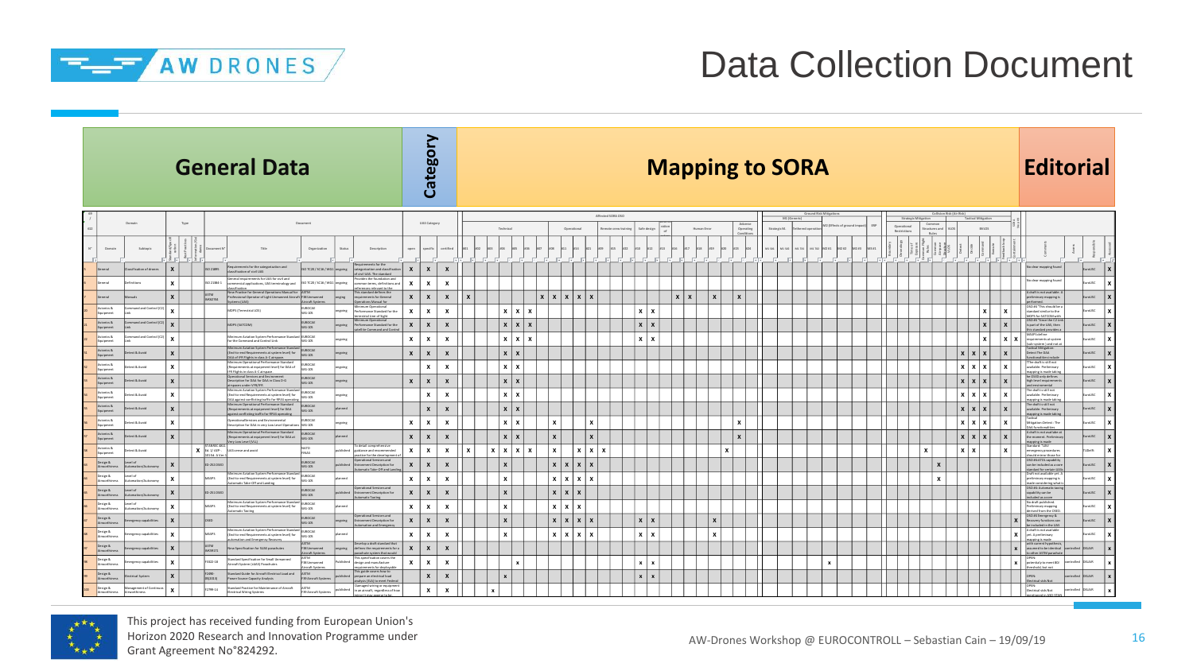# Data Collection Document

| General Data | Category | Mapping to SORA | Editorial |
|---|---|---|---|

| N° | Domain | Subtopic | Document N° | Title | Organization | Status | Description | open | specific | certified | Comments | Assess. | Responsible |
|---|---|---|---|---|---|---|---|---|---|---|---|---|---|
| 5 | General | Classification of drones | ISO 21895 | Requirements for the categorization and classification of civil UAS | ISO TC20 / SC16 / WG1 | ongoing | Requirements for the categorization and classification of civil UAS. The standard | x | x | x | No clear mapping found | EuroUSC | |
| 6 | General | Definitions | ISO 21384-1 | General requirements for UAS for civil and commercial applications, UAS terminology and classification | ISO TC20 / SC16 / WG1 | ongoing | Provides the foundation and common terms, definitions and references relevant to the | x | x | x | No clear mapping found | EuroUSC | |
| 7 | General | Manuals | ASTM WK62744 | New Practice for General Operations Manual for Professional Operator of Light Unmanned Aircraft Systems (UAS) | ASTM F38 Unmanned Aircraft Systems | ongoing | This standard defines the requirements for General Operations Manual for | x | x | x | A draft is not available. A preliminary mapping is performed. | EuroUSC | |
| 20 | Avionics & Equipment | Command and Control (C2) Link | | MOPS (Terrestrial LOS) | EUROCAE WG-105 | ongoing | Minimum Operational Performance Standard for the terrestrial Line of Sight | x | x | x | DO-362 "This should be a standard similar to the MOPS for SATCOM with | EuroUSC | |
| 21 | Avionics & Equipment | Command and Control (C2) Link | | MOPS (SATCOM) | EUROCAE WG-105 | ongoing | Minimum Operational Performance Standard for the satellite Command and Control | x | x | x | DO-362 "Since the C2 link is part of the UAS, then this standard provides a | EuroUSC | |
| 22 | Avionics & Equipment | Command and Control (C2) Link | | Minimum Aviation Systems Performance Standard for the Command and Control Link | EUROCAE WG-105 | ongoing | | x | x | x | MASPS define requirements at system (sub-system) and not at | EuroUSC | |
| 32 | Avionics & Equipment | Detect & Avoid | | Minimum Aviation Systems Performance Standard (End-to-end Requirements at system level) for DAA of IFR flights in class A-C airspace | EUROCAE WG-105 | ongoing | | x | x | x | Tactical Mitigation Detect: The DAA functional/(not include | EuroUSC | |
| 33 | Avionics & Equipment | Detect & Avoid | | Minimum Operational Performance Standard (Requirements at equipment level) for DAA of IFR flights in class A-C airspace | EUROCAE WG-105 | ongoing | | | x | x | The draft is still not available. Preliminary mapping is made taking | EuroUSC | |
| 34 | Avionics & Equipment | Detect & Avoid | | Operational Services and Environment Description for DAA for DAA in Class D-G airspaces under VFR/IFR | EUROCAE WG-105 | ongoing | | x | x | x | he OSED only defines high level requirements and environmental | EuroUSC | |
| 35 | Avionics & Equipment | Detect & Avoid | | Minimum Aviation Systems Performance Standard (End-to-end Requirements at system level) for DAA against conflicting traffic for RPAS operating | EUROCAE WG-105 | ongoing | | | x | x | The draft is still not available. Preliminary mapping is made taking | EuroUSC | |
| 36 | Avionics & Equipment | Detect & Avoid | | Minimum Operational Performance Standard (Requirements at equipment level) for DAA against conflicting traffic for RPAS operating | EUROCAE WG-105 | planned | | | x | x | The draft is still not available. Preliminary mapping is made taking | EuroUSC | |
| 37 | Avionics & Equipment | Detect & Avoid | | Operational Services and Environmental Description for DAA in very Low Level Operations | EUROCAE WG-105 | ongoing | | x | x | x | Tactical Mitigation Detect: The DAA functionalities | EuroUSC | |
| 37 | Avionics & Equipment | Detect & Avoid | | Minimum Operational Performance Standard (Requirements at equipment level) for DAA at Very Low Level (VLL) | EUROCAE WG-105 | planned | | x | x | x | A draft is not available at the moment. Preliminary mapping is made | EuroUSC | |
| 38 | Avionics & Equipment | Detect & Avoid | STANAG 4671 Ed. 1/ AEP-101 Ed. A Ver. 1 | UAS sense and avoid | NATO FINAS | published | To detail comprehensive guidance and recommended practice for the development of | x | x | x | Standards "UAS" emergency procedures should mirror those for | TUDelft | |
| 43 | Design & Airworthiness | Level of Automation/Autonomy | ED-252 OSED | | EUROCAE WG-105 | published | Operational Services and Environment Description for Automatic Take Off and Landing | x | x | x | OSD-ED-ATOL capability can be included as a core standard for certain UAVs | EuroUSC | |
| 44 | Design & Airworthiness | Level of Automation/Autonomy | MASPS | Minimum Aviation Systems Performance Standard (End-to-end Requirements at system level) for Automatic Take Off and Landing | EUROCAE WG-105 | planned | | x | x | x | Draft not available yet. A preliminary mapping is made considering what is | EuroUSC | |
| 45 | Design & Airworthiness | Level of Automation/Autonomy | ED-251 OSED | | EUROCAE WG-105 | published | Operational Services and Environment Description for Automatic Taxiing | x | x | x | OSD-ED Automatic taxing capability can be included as a core | EuroUSC | |
| 46 | Design & Airworthiness | Level of Automation/Autonomy | MASPS | Minimum Aviation Systems Performance Standard (End-to-end Requirements at system level) for Automatic Taxiing | EUROCAE WG-105 | planned | | x | x | x | No draft published. Preliminary mapping derived from the OSED. | EuroUSC | |
| 47 | Design & Airworthiness | Emergency capabilities | OSED | | EUROCAE WG-105 | ongoing | Operational Services and Environment Description for Automation and Emergency | x | x | x | OSD-ED Emergency & Recovery functions can be included in the UAS | EuroUSC | |
| 48 | Design & Airworthiness | Emergency capabilities | MASPS | Minimum Aviation Systems Performance Standard (End-to-end Requirements at system level) for automation and Emergency Recovery | EUROCAE WG-105 | planned | | x | x | x | A draft is not available yet. A preliminary mapping is made | EuroUSC | |
| 49 | Design & Airworthiness | Emergency capabilities | ASTM WK59371 | New Specification for SUAS parachutes | ASTM F38 Unmanned Aircraft Systems | ongoing | Develop a draft standard that defines the requirements for a parachute system that would | x | x | x | with current hypotheses, assumed to be identical to other ASTM parachute | controlled | DELAIR |
| 50 | Design & Airworthiness | Emergency capabilities | F3322-18 | Standard Specification for Small Unmanned Aircraft System (sUAS) Parachutes | ASTM F38 Unmanned Aircraft Systems | Published | This specification covers the design and manufacture requirements for deployable | x | x | x | OPEN: potentially to meet 8G threshold, but not | controlled | DELAIR |
| 51 | Design & Airworthiness | Electrical System | F2490-05(2013) | Standard Guide for Aircraft Electrical Load and Power Source Capacity Analysis | ASTM F39 Aircraft Systems | published | This guide covers how to prepare an electrical load analysis (ELA) to meet Federal | | x | x | OPEN: Electrical aids Not | controlled | DELAIR |
| 100 | Design & Airworthiness | Management of Continuous Airworthiness | F2799-14 | Standard Practice for Maintenance of Aircraft Electrical Wiring Systems | ASTM F39 Aircraft Systems | published | Damaged wiring or equipment in an aircraft, regardless of how minor it may appear to be, | | x | x | OPEN: Electrical aids Not mentioned in JARUS STAN | controlled | DELAIR |

This project has received funding from European Union's Horizon 2020 Research and Innovation Programme under Grant Agreement No°824292.

AW-Drones Workshop @ EUROCONTROL – Sebastian Cain – 19/09/19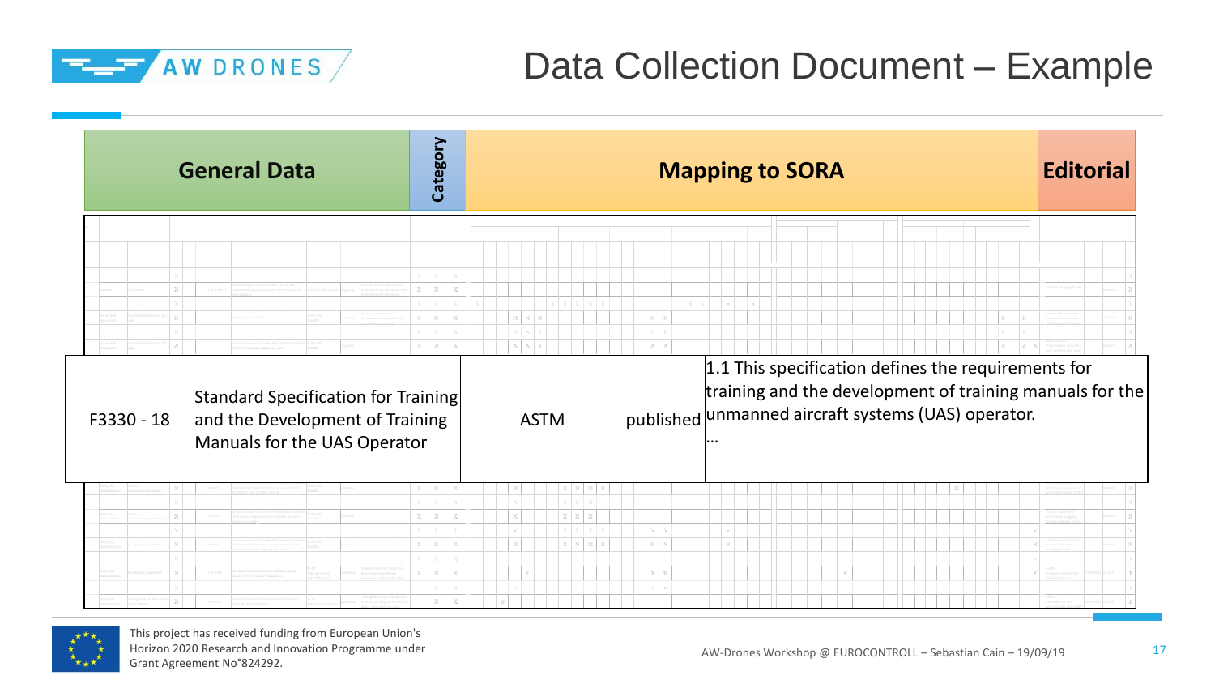# Data Collection Document – Example

| General Data | Category | Mapping to SORA | Editorial |
|---|---|---|---|

| | | | | |
|---|---|---|---|---|
| F3330 - 18 | Standard Specification for Training and the Development of Training Manuals for the UAS Operator | ASTM | published | 1.1 This specification defines the requirements for training and the development of training manuals for the unmanned aircraft systems (UAS) operator. … |

This project has received funding from European Union's Horizon 2020 Research and Innovation Programme under Grant Agreement No°824292.

AW-Drones Workshop @ EUROCONTROLL – Sebastian Cain – 19/09/19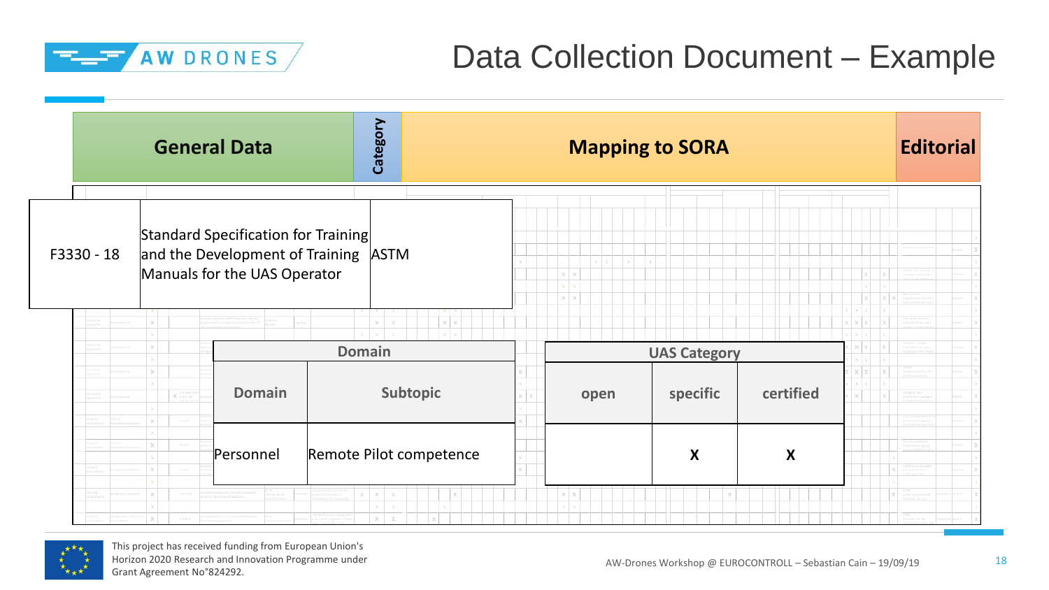# Data Collection Document – Example

| General Data | Category | Mapping to SORA | Editorial |
|---|---|---|---|

| F3330 - 18 | Standard Specification for Training and the Development of Training Manuals for the UAS Operator | ASTM |
|---|---|---|

| Domain | | UAS Category | | |
|---|---|---|---|---|
| **Domain** | **Subtopic** | **open** | **specific** | **certified** |
| Personnel | Remote Pilot competence | | X | X |

This project has received funding from European Union's Horizon 2020 Research and Innovation Programme under Grant Agreement No°824292.

AW-Drones Workshop @ EUROCONTROLL – Sebastian Cain – 19/09/19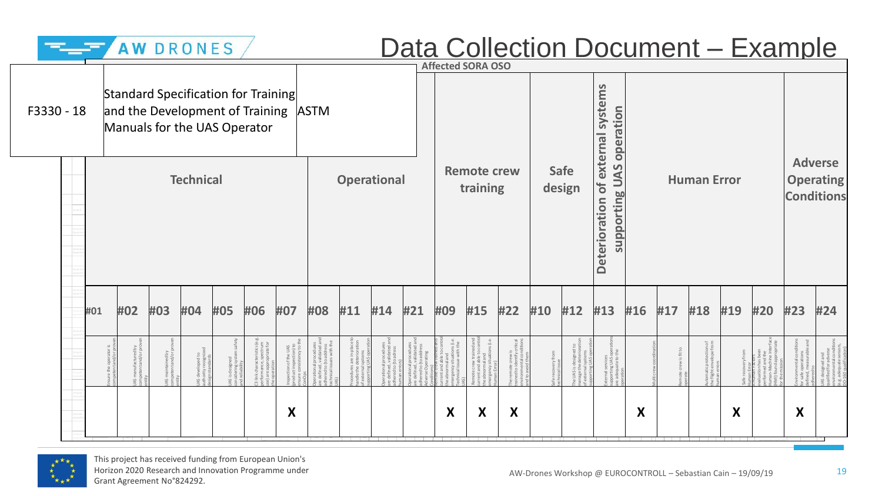# Data Collection Document – Example

| F3330 - 18 | Standard Specification for Training and the Development of Training Manuals for the UAS Operator | ASTM |
|---|---|---|

**Affected SORA OSO**

| Technical | | | | | | | Operational | | | | Remote crew training | | | Safe design | | Deterioration of external systems supporting UAS operation | Human Error | | | | | Adverse Operating Conditions | |
|---|---|---|---|---|---|---|---|---|---|---|---|---|---|---|---|---|---|---|---|---|---|---|---|
| **#01** | **#02** | **#03** | **#04** | **#05** | **#06** | **#07** | **#08** | **#11** | **#14** | **#21** | **#09** | **#15** | **#22** | **#10** | **#12** | **#13** | **#16** | **#17** | **#18** | **#19** | **#20** | **#23** | **#24** |
| Ensure the operator is competent and/or proven | UAS manufactured by competent and/or proven entity | UAS maintained by competent and/or proven entity | UAS developed to authority recognized design standards | UAS is designed considering system safety and reliability | C3 link characteristics (e.g. performance, spectrum use) are appropriate for the operation | Inspection of the UAS (product inspection) to ensure consistency to the ConOps | Operational procedures are defined, validated and adhered to (to address technical issues with the UAS) | Procedures are in-place to handle the deterioration of external systems supporting UAS operation | Operational procedures are defined, validated and adhered to (to address human errors) | Operational procedures are defined, validated and adhered to (to address Adverse Operating Conditions) | Remote crew trained and current and able to control the abnormal and emergency situations (i.e. Technical issue with the UAS) | Remote crew trained and current and able to control the abnormal and emergency situations (i.e. Human Error) | The remote crew is trained to identify critical environmental conditions and to avoid them | Safe recovery from technical issue | The UAS is designed to manage the deterioration of external systems supporting UAS operation | External services supporting UAS operations are adequate to the operation | Multi crew coordination | Remote crew is fit to operate | Automatic protection of the flight envelope from human errors | Safe recovery from human error | A Human Factors evaluation has been performed and the Human-Machine Interface (HMI) found appropriate for the mission | Environmental conditions for safe operations defined, measurable and adhered to | UAS designed and qualified for adverse environmental conditions (e.g. adequate sensors, DO-160 qualification) |
| | | | | | | X | | | | | X | X | X | | | | X | | | X | | X | |

This project has received funding from European Union's Horizon 2020 Research and Innovation Programme under Grant Agreement N°824292.

AW-Drones Workshop @ EUROCONTROLL – Sebastian Cain – 19/09/19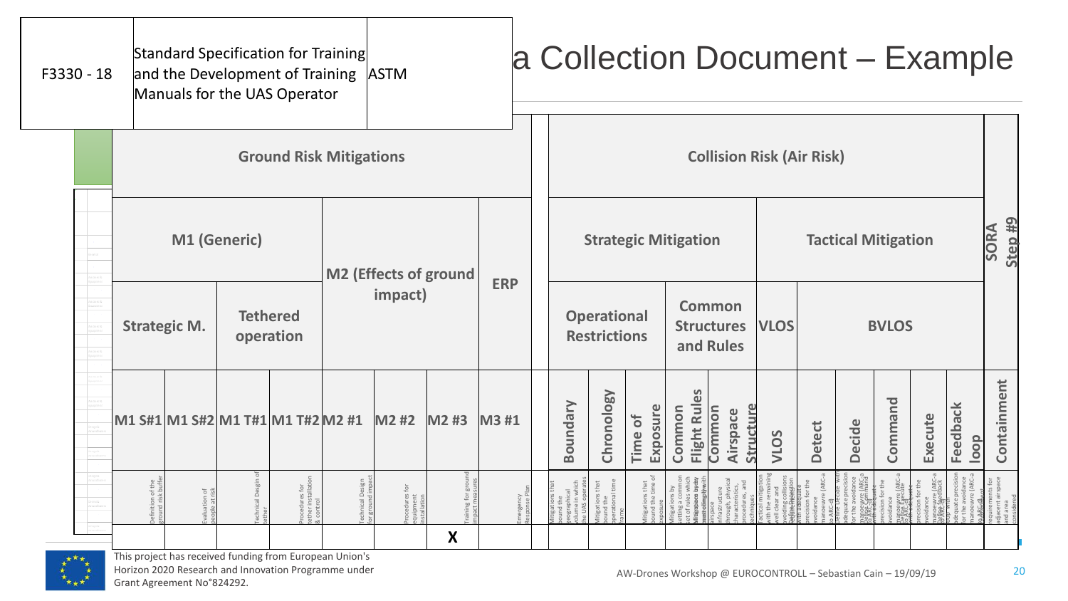| F3330 - 18 | Standard Specification for Training and the Development of Training Manuals for the UAS Operator | ASTM |
|---|---|---|

# a Collection Document – Example

| Ground Risk Mitigations | | | | | | | | Collision Risk (Air Risk) | | | | | | | | | | | SORA Step #9 |
|---|---|---|---|---|---|---|---|---|---|---|---|---|---|---|---|---|---|---|---|
| M1 (Generic) | | | | M2 (Effects of ground impact) | | | ERP | Strategic Mitigation | | | | | Tactical Mitigation | | | | | | |
| Strategic M. | | Tethered operation | | | | | | Operational Restrictions | | | Common Structures and Rules | | VLOS | BVLOS | | | | | |
| M1 S#1 | M1 S#2 | M1 T#1 | M1 T#2 | M2 #1 | M2 #2 | M2 #3 | M3 #1 | Boundary | Chronology | Time of Exposure | Common Flight Rules | Common Airspace Structure | VLOS | Detect | Decide | Command | Execute | Feedback loop | Containment |
| Definition of the ground risk buffer | Evaluation of people at risk | Technical Desgin of tether | Procedures for tether installation & control | Technical Design for ground impact | Procedures for equipment installation | Training for ground impact measures | Emergency Response Plan | Mitigations that bound the geographical volume in which the UAS operates | Mitigations that bound the operational time frame | Mitigations that bound the time of exposure | Mitigations by setting a common set of rules which all airspace users must comply with | Common Airspace Structure through physical characteristics, procedures, and techniques | Tactical mitigation with the remaining well clear and avoiding collisions | Detect with adequate precision for the avoidance manoeuvre (ARC-a to ARC-d) | Decide with adequate precision for the avoidance manoeuvre (ARC-a to ARC-d) | Command with adequate precision for the avoidance manoeuvre (ARC-a to ARC-d) | Execute with adequate precision for the avoidance manoeuvre (ARC-a to ARC-d) | Feedback loop adequate precision for the avoidance manoeuvre (ARC-a to ARC-d) | requirements for adjacent airspace and area considered |
| | | | | | | X | | | | | | | | | | | | | |

This project has received funding from European Union's Horizon 2020 Research and Innovation Programme under Grant Agreement No°824292.

AW-Drones Workshop @ EUROCONTROLL – Sebastian Cain – 19/09/19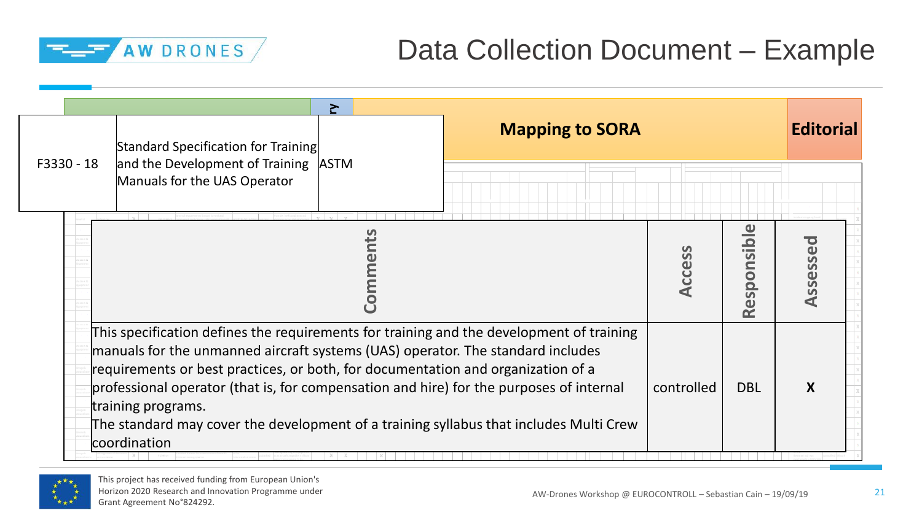# Data Collection Document – Example

| F3330 - 18 | Standard Specification for Training and the Development of Training Manuals for the UAS Operator | ASTM |
|---|---|---|

**Mapping to SORA** | **Editorial**

| Comments | Access | Responsible | Assessed |
|---|---|---|---|
| This specification defines the requirements for training and the development of training manuals for the unmanned aircraft systems (UAS) operator. The standard includes requirements or best practices, or both, for documentation and organization of a professional operator (that is, for compensation and hire) for the purposes of internal training programs.<br>The standard may cover the development of a training syllabus that includes Multi Crew coordination | controlled | DBL | X |

This project has received funding from European Union's Horizon 2020 Research and Innovation Programme under Grant Agreement N°824292.

AW-Drones Workshop @ EUROCONTROLL – Sebastian Cain – 19/09/19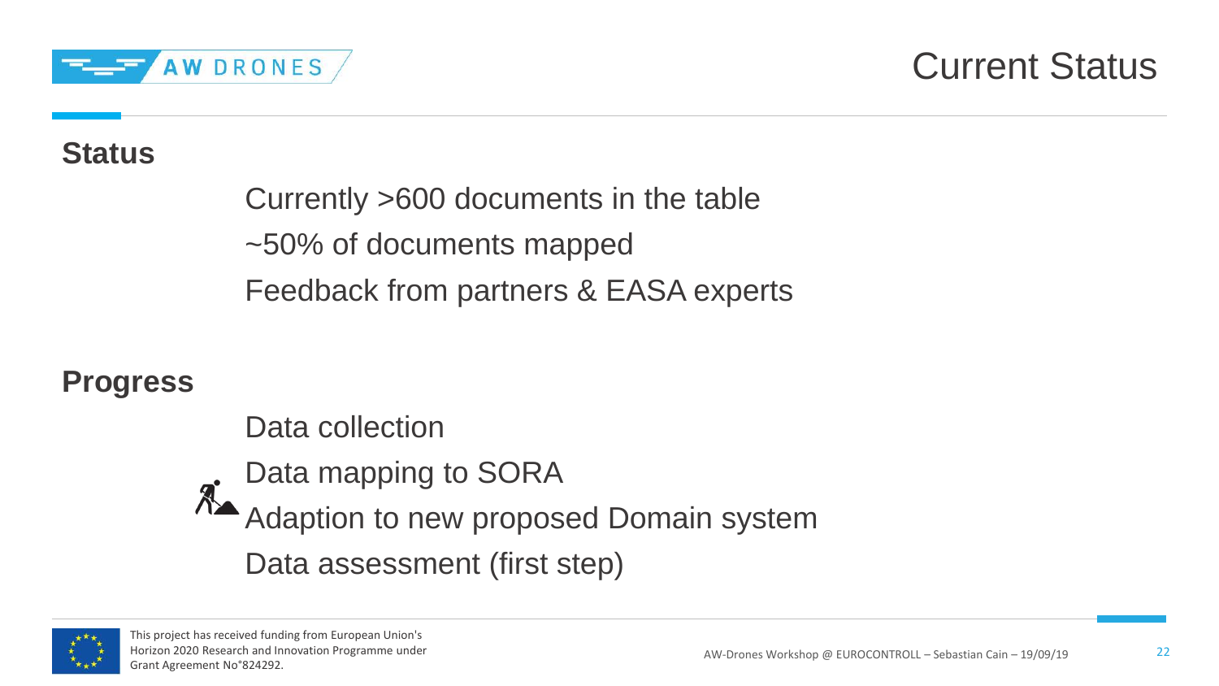# Current Status

## Status

Currently >600 documents in the table

~50% of documents mapped

Feedback from partners & EASA experts

## Progress

Data collection

Data mapping to SORA

Adaption to new proposed Domain system

Data assessment (first step)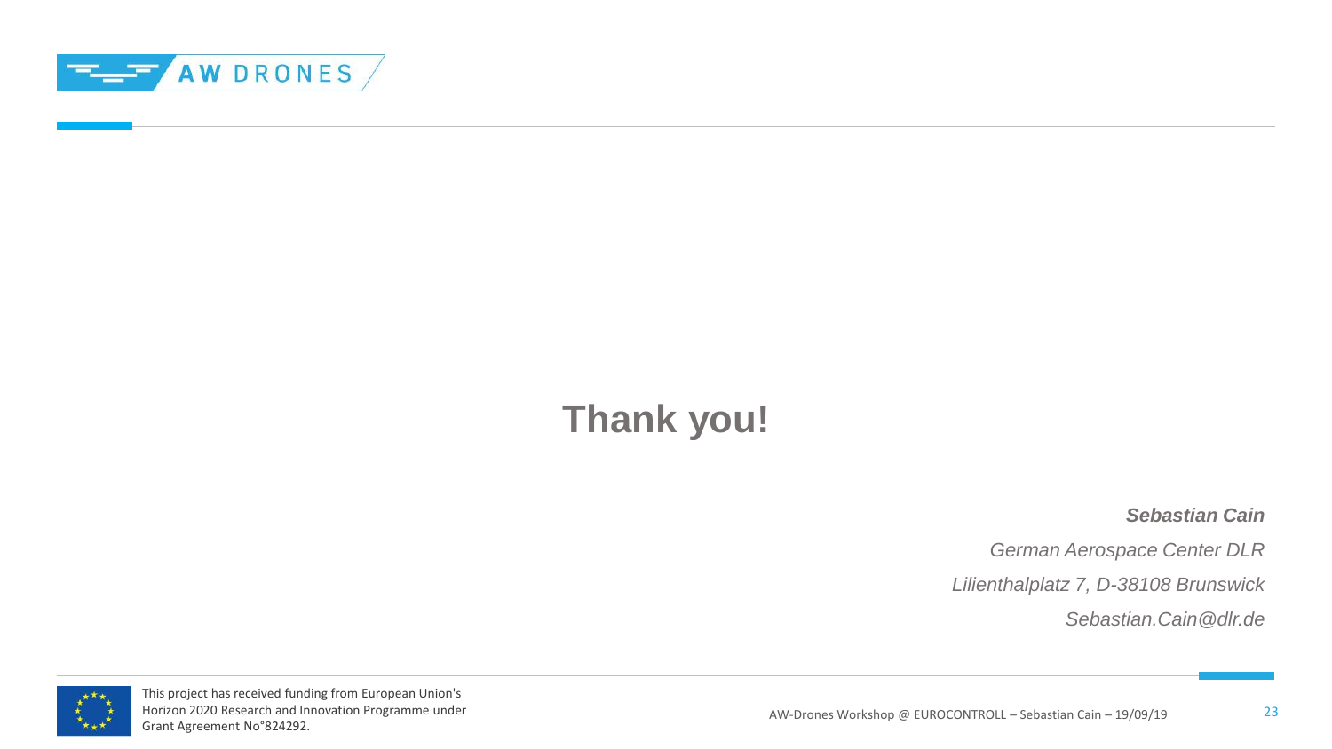# Thank you!

***Sebastian Cain***

*German Aerospace Center DLR*

*Lilienthalplatz 7, D-38108 Brunswick*

*Sebastian.Cain@dlr.de*

This project has received funding from European Union's Horizon 2020 Research and Innovation Programme under Grant Agreement No°824292.